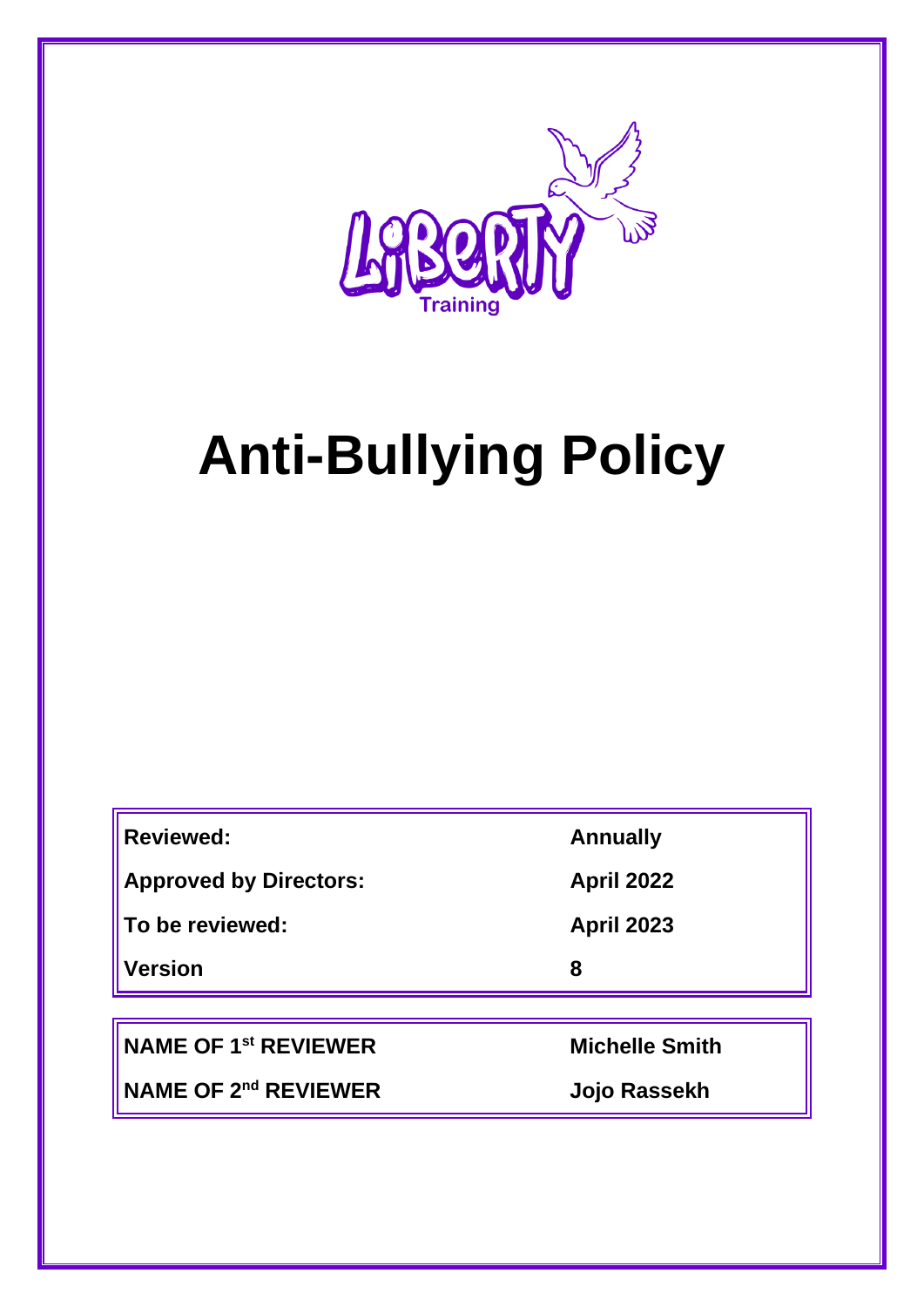Liberty Training

# Anti-Bullying Policy

| | |
|---|---|
| **Reviewed:** | **Annually** |
| **Approved by Directors:** | **April 2022** |
| **To be reviewed:** | **April 2023** |
| **Version** | **8** |

| | |
|---|---|
| **NAME OF 1st REVIEWER** | **Michelle Smith** |
| **NAME OF 2nd REVIEWER** | **Jojo Rassekh** |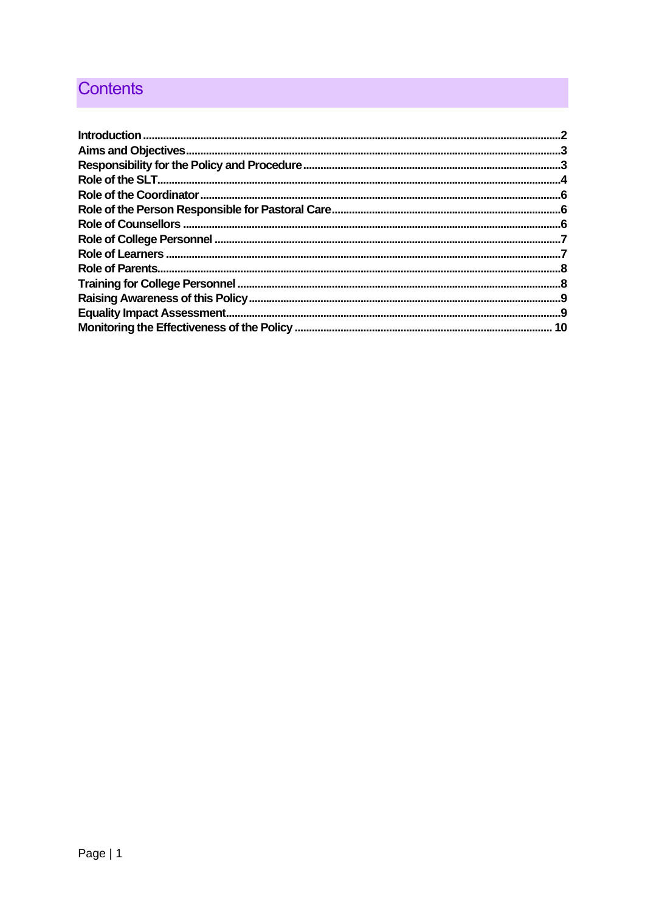## Contents

- Introduction ..... 2
- Aims and Objectives ..... 3
- Responsibility for the Policy and Procedure ..... 3
- Role of the SLT ..... 4
- Role of the Coordinator ..... 6
- Role of the Person Responsible for Pastoral Care ..... 6
- Role of Counsellors ..... 6
- Role of College Personnel ..... 7
- Role of Learners ..... 7
- Role of Parents ..... 8
- Training for College Personnel ..... 8
- Raising Awareness of this Policy ..... 9
- Equality Impact Assessment ..... 9
- Monitoring the Effectiveness of the Policy ..... 10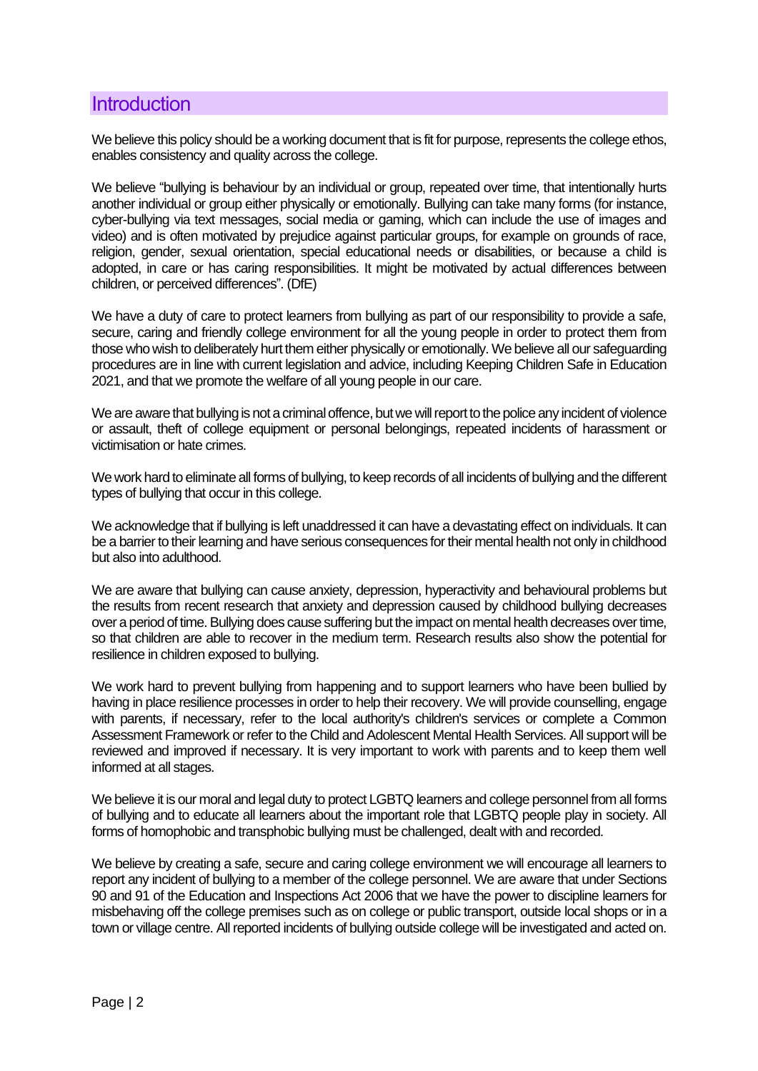## Introduction

We believe this policy should be a working document that is fit for purpose, represents the college ethos, enables consistency and quality across the college.

We believe "bullying is behaviour by an individual or group, repeated over time, that intentionally hurts another individual or group either physically or emotionally. Bullying can take many forms (for instance, cyber-bullying via text messages, social media or gaming, which can include the use of images and video) and is often motivated by prejudice against particular groups, for example on grounds of race, religion, gender, sexual orientation, special educational needs or disabilities, or because a child is adopted, in care or has caring responsibilities. It might be motivated by actual differences between children, or perceived differences". (DfE)

We have a duty of care to protect learners from bullying as part of our responsibility to provide a safe, secure, caring and friendly college environment for all the young people in order to protect them from those who wish to deliberately hurt them either physically or emotionally. We believe all our safeguarding procedures are in line with current legislation and advice, including Keeping Children Safe in Education 2021, and that we promote the welfare of all young people in our care.

We are aware that bullying is not a criminal offence, but we will report to the police any incident of violence or assault, theft of college equipment or personal belongings, repeated incidents of harassment or victimisation or hate crimes.

We work hard to eliminate all forms of bullying, to keep records of all incidents of bullying and the different types of bullying that occur in this college.

We acknowledge that if bullying is left unaddressed it can have a devastating effect on individuals. It can be a barrier to their learning and have serious consequences for their mental health not only in childhood but also into adulthood.

We are aware that bullying can cause anxiety, depression, hyperactivity and behavioural problems but the results from recent research that anxiety and depression caused by childhood bullying decreases over a period of time. Bullying does cause suffering but the impact on mental health decreases over time, so that children are able to recover in the medium term. Research results also show the potential for resilience in children exposed to bullying.

We work hard to prevent bullying from happening and to support learners who have been bullied by having in place resilience processes in order to help their recovery. We will provide counselling, engage with parents, if necessary, refer to the local authority's children's services or complete a Common Assessment Framework or refer to the Child and Adolescent Mental Health Services. All support will be reviewed and improved if necessary. It is very important to work with parents and to keep them well informed at all stages.

We believe it is our moral and legal duty to protect LGBTQ learners and college personnel from all forms of bullying and to educate all learners about the important role that LGBTQ people play in society. All forms of homophobic and transphobic bullying must be challenged, dealt with and recorded.

We believe by creating a safe, secure and caring college environment we will encourage all learners to report any incident of bullying to a member of the college personnel. We are aware that under Sections 90 and 91 of the Education and Inspections Act 2006 that we have the power to discipline learners for misbehaving off the college premises such as on college or public transport, outside local shops or in a town or village centre. All reported incidents of bullying outside college will be investigated and acted on.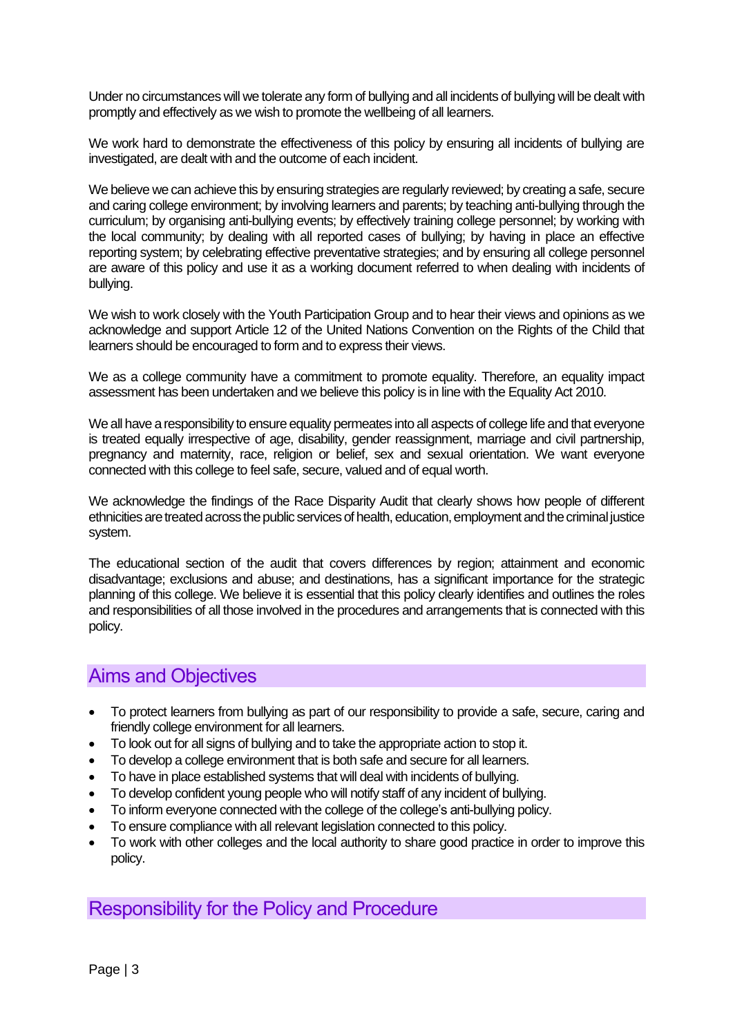Under no circumstances will we tolerate any form of bullying and all incidents of bullying will be dealt with promptly and effectively as we wish to promote the wellbeing of all learners.

We work hard to demonstrate the effectiveness of this policy by ensuring all incidents of bullying are investigated, are dealt with and the outcome of each incident.

We believe we can achieve this by ensuring strategies are regularly reviewed; by creating a safe, secure and caring college environment; by involving learners and parents; by teaching anti-bullying through the curriculum; by organising anti-bullying events; by effectively training college personnel; by working with the local community; by dealing with all reported cases of bullying; by having in place an effective reporting system; by celebrating effective preventative strategies; and by ensuring all college personnel are aware of this policy and use it as a working document referred to when dealing with incidents of bullying.

We wish to work closely with the Youth Participation Group and to hear their views and opinions as we acknowledge and support Article 12 of the United Nations Convention on the Rights of the Child that learners should be encouraged to form and to express their views.

We as a college community have a commitment to promote equality. Therefore, an equality impact assessment has been undertaken and we believe this policy is in line with the Equality Act 2010.

We all have a responsibility to ensure equality permeates into all aspects of college life and that everyone is treated equally irrespective of age, disability, gender reassignment, marriage and civil partnership, pregnancy and maternity, race, religion or belief, sex and sexual orientation. We want everyone connected with this college to feel safe, secure, valued and of equal worth.

We acknowledge the findings of the Race Disparity Audit that clearly shows how people of different ethnicities are treated across the public services of health, education, employment and the criminal justice system.

The educational section of the audit that covers differences by region; attainment and economic disadvantage; exclusions and abuse; and destinations, has a significant importance for the strategic planning of this college. We believe it is essential that this policy clearly identifies and outlines the roles and responsibilities of all those involved in the procedures and arrangements that is connected with this policy.

## Aims and Objectives

- To protect learners from bullying as part of our responsibility to provide a safe, secure, caring and friendly college environment for all learners.
- To look out for all signs of bullying and to take the appropriate action to stop it.
- To develop a college environment that is both safe and secure for all learners.
- To have in place established systems that will deal with incidents of bullying.
- To develop confident young people who will notify staff of any incident of bullying.
- To inform everyone connected with the college of the college's anti-bullying policy.
- To ensure compliance with all relevant legislation connected to this policy.
- To work with other colleges and the local authority to share good practice in order to improve this policy.

## Responsibility for the Policy and Procedure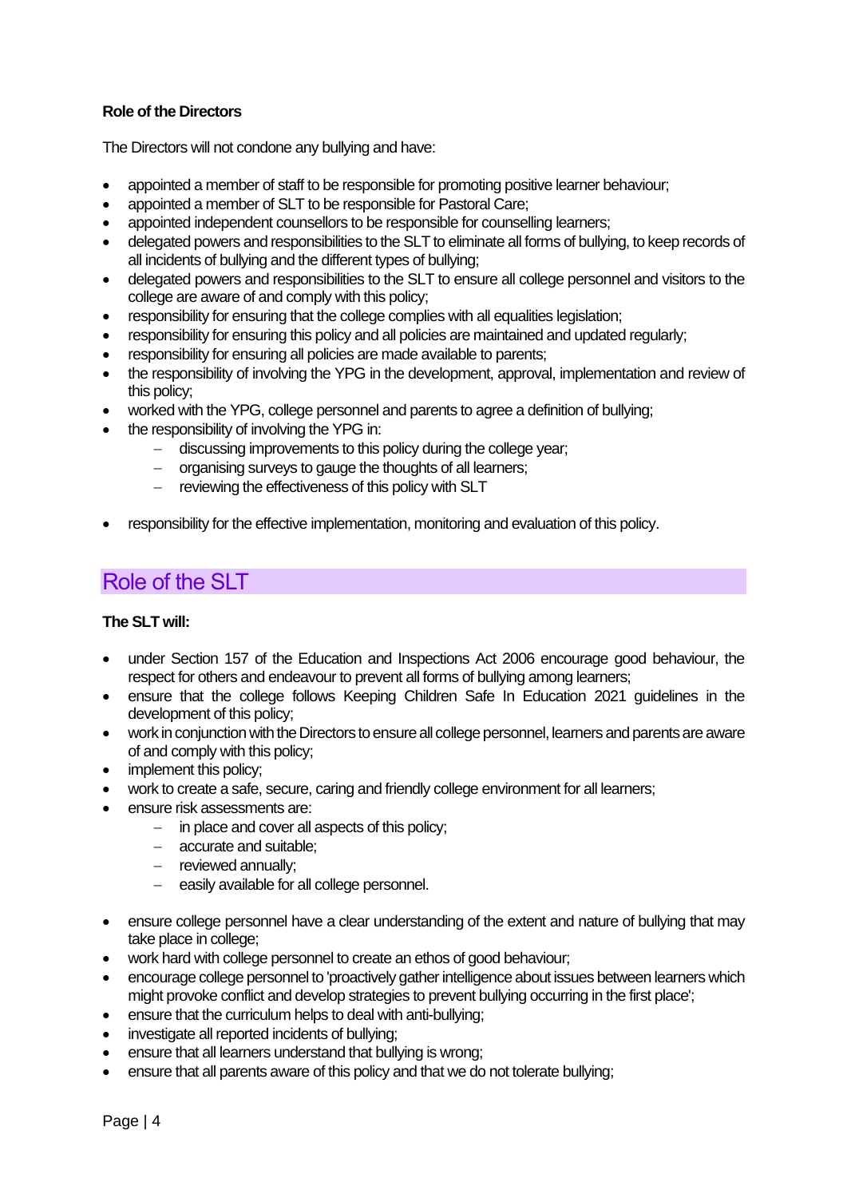**Role of the Directors**

The Directors will not condone any bullying and have:

- appointed a member of staff to be responsible for promoting positive learner behaviour;
- appointed a member of SLT to be responsible for Pastoral Care;
- appointed independent counsellors to be responsible for counselling learners;
- delegated powers and responsibilities to the SLT to eliminate all forms of bullying, to keep records of all incidents of bullying and the different types of bullying;
- delegated powers and responsibilities to the SLT to ensure all college personnel and visitors to the college are aware of and comply with this policy;
- responsibility for ensuring that the college complies with all equalities legislation;
- responsibility for ensuring this policy and all policies are maintained and updated regularly;
- responsibility for ensuring all policies are made available to parents;
- the responsibility of involving the YPG in the development, approval, implementation and review of this policy;
- worked with the YPG, college personnel and parents to agree a definition of bullying;
- the responsibility of involving the YPG in:
  - discussing improvements to this policy during the college year;
  - organising surveys to gauge the thoughts of all learners;
  - reviewing the effectiveness of this policy with SLT
- responsibility for the effective implementation, monitoring and evaluation of this policy.

## Role of the SLT

**The SLT will:**

- under Section 157 of the Education and Inspections Act 2006 encourage good behaviour, the respect for others and endeavour to prevent all forms of bullying among learners;
- ensure that the college follows Keeping Children Safe In Education 2021 guidelines in the development of this policy;
- work in conjunction with the Directors to ensure all college personnel, learners and parents are aware of and comply with this policy;
- implement this policy;
- work to create a safe, secure, caring and friendly college environment for all learners;
- ensure risk assessments are:
  - in place and cover all aspects of this policy;
  - accurate and suitable;
  - reviewed annually;
  - easily available for all college personnel.
- ensure college personnel have a clear understanding of the extent and nature of bullying that may take place in college;
- work hard with college personnel to create an ethos of good behaviour;
- encourage college personnel to 'proactively gather intelligence about issues between learners which might provoke conflict and develop strategies to prevent bullying occurring in the first place';
- ensure that the curriculum helps to deal with anti-bullying;
- investigate all reported incidents of bullying;
- ensure that all learners understand that bullying is wrong;
- ensure that all parents aware of this policy and that we do not tolerate bullying;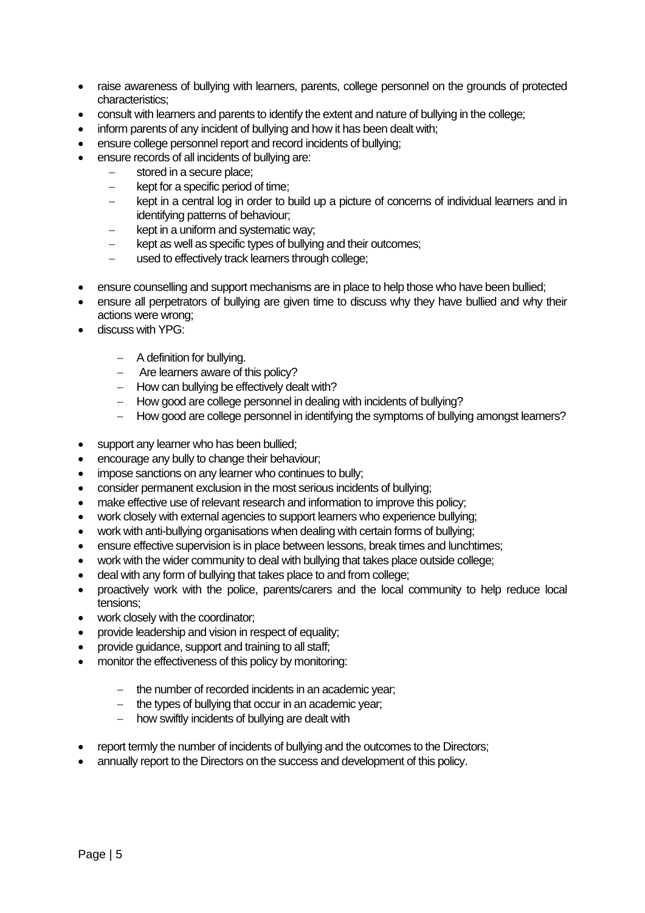- raise awareness of bullying with learners, parents, college personnel on the grounds of protected characteristics;
- consult with learners and parents to identify the extent and nature of bullying in the college;
- inform parents of any incident of bullying and how it has been dealt with;
- ensure college personnel report and record incidents of bullying;
- ensure records of all incidents of bullying are:
  - stored in a secure place;
  - kept for a specific period of time;
  - kept in a central log in order to build up a picture of concerns of individual learners and in identifying patterns of behaviour;
  - kept in a uniform and systematic way;
  - kept as well as specific types of bullying and their outcomes;
  - used to effectively track learners through college;
- ensure counselling and support mechanisms are in place to help those who have been bullied;
- ensure all perpetrators of bullying are given time to discuss why they have bullied and why their actions were wrong;
- discuss with YPG:
  - A definition for bullying.
  - Are learners aware of this policy?
  - How can bullying be effectively dealt with?
  - How good are college personnel in dealing with incidents of bullying?
  - How good are college personnel in identifying the symptoms of bullying amongst learners?
- support any learner who has been bullied;
- encourage any bully to change their behaviour;
- impose sanctions on any learner who continues to bully;
- consider permanent exclusion in the most serious incidents of bullying;
- make effective use of relevant research and information to improve this policy;
- work closely with external agencies to support learners who experience bullying;
- work with anti-bullying organisations when dealing with certain forms of bullying;
- ensure effective supervision is in place between lessons, break times and lunchtimes;
- work with the wider community to deal with bullying that takes place outside college;
- deal with any form of bullying that takes place to and from college;
- proactively work with the police, parents/carers and the local community to help reduce local tensions;
- work closely with the coordinator;
- provide leadership and vision in respect of equality;
- provide guidance, support and training to all staff;
- monitor the effectiveness of this policy by monitoring:
  - the number of recorded incidents in an academic year;
  - the types of bullying that occur in an academic year;
  - how swiftly incidents of bullying are dealt with
- report termly the number of incidents of bullying and the outcomes to the Directors;
- annually report to the Directors on the success and development of this policy.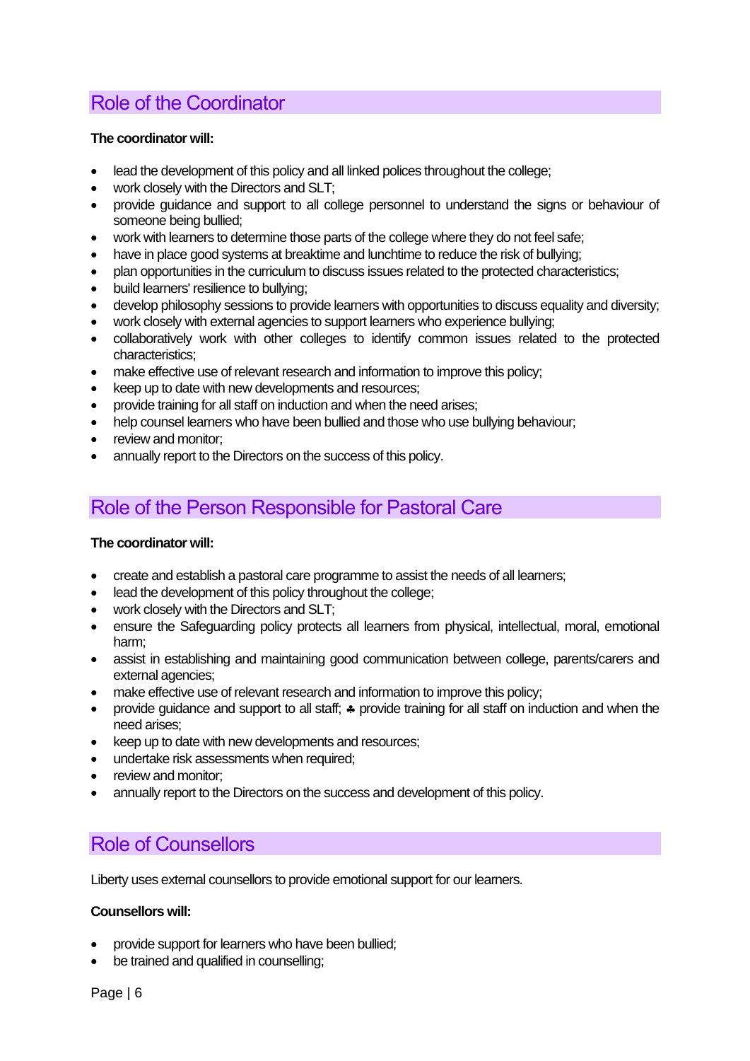## Role of the Coordinator

**The coordinator will:**

- lead the development of this policy and all linked polices throughout the college;
- work closely with the Directors and SLT;
- provide guidance and support to all college personnel to understand the signs or behaviour of someone being bullied;
- work with learners to determine those parts of the college where they do not feel safe;
- have in place good systems at breaktime and lunchtime to reduce the risk of bullying;
- plan opportunities in the curriculum to discuss issues related to the protected characteristics;
- build learners' resilience to bullying;
- develop philosophy sessions to provide learners with opportunities to discuss equality and diversity;
- work closely with external agencies to support learners who experience bullying;
- collaboratively work with other colleges to identify common issues related to the protected characteristics;
- make effective use of relevant research and information to improve this policy;
- keep up to date with new developments and resources;
- provide training for all staff on induction and when the need arises;
- help counsel learners who have been bullied and those who use bullying behaviour;
- review and monitor;
- annually report to the Directors on the success of this policy.

## Role of the Person Responsible for Pastoral Care

**The coordinator will:**

- create and establish a pastoral care programme to assist the needs of all learners;
- lead the development of this policy throughout the college;
- work closely with the Directors and SLT;
- ensure the Safeguarding policy protects all learners from physical, intellectual, moral, emotional harm;
- assist in establishing and maintaining good communication between college, parents/carers and external agencies;
- make effective use of relevant research and information to improve this policy;
- provide guidance and support to all staff; ♣ provide training for all staff on induction and when the need arises;
- keep up to date with new developments and resources;
- undertake risk assessments when required;
- review and monitor;
- annually report to the Directors on the success and development of this policy.

## Role of Counsellors

Liberty uses external counsellors to provide emotional support for our learners.

**Counsellors will:**

- provide support for learners who have been bullied;
- be trained and qualified in counselling;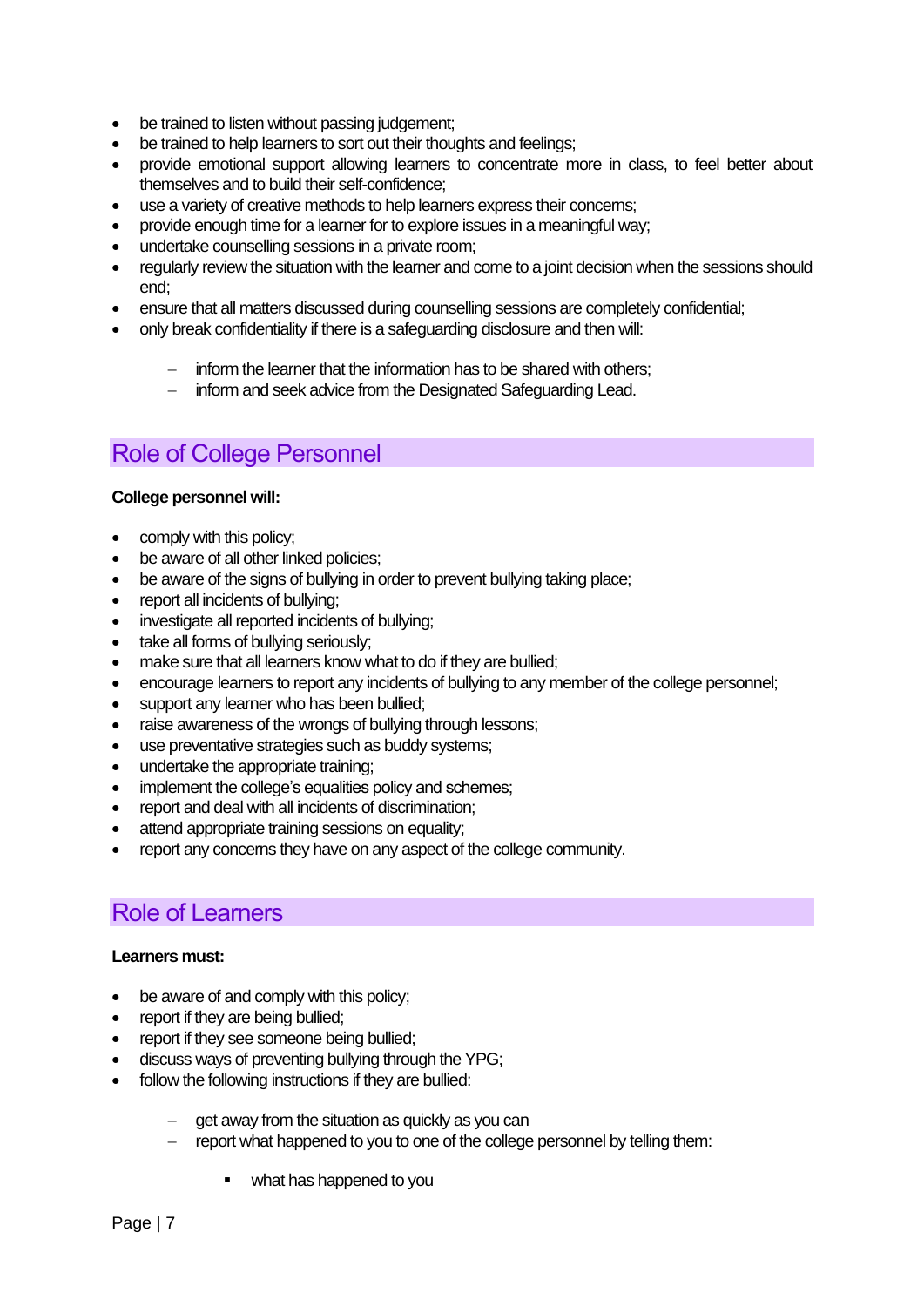- be trained to listen without passing judgement;
- be trained to help learners to sort out their thoughts and feelings;
- provide emotional support allowing learners to concentrate more in class, to feel better about themselves and to build their self-confidence;
- use a variety of creative methods to help learners express their concerns;
- provide enough time for a learner for to explore issues in a meaningful way;
- undertake counselling sessions in a private room;
- regularly review the situation with the learner and come to a joint decision when the sessions should end;
- ensure that all matters discussed during counselling sessions are completely confidential;
- only break confidentiality if there is a safeguarding disclosure and then will:
    - inform the learner that the information has to be shared with others;
    - inform and seek advice from the Designated Safeguarding Lead.

## Role of College Personnel

**College personnel will:**

- comply with this policy;
- be aware of all other linked policies;
- be aware of the signs of bullying in order to prevent bullying taking place;
- report all incidents of bullying;
- investigate all reported incidents of bullying;
- take all forms of bullying seriously;
- make sure that all learners know what to do if they are bullied;
- encourage learners to report any incidents of bullying to any member of the college personnel;
- support any learner who has been bullied;
- raise awareness of the wrongs of bullying through lessons;
- use preventative strategies such as buddy systems;
- undertake the appropriate training;
- implement the college's equalities policy and schemes;
- report and deal with all incidents of discrimination;
- attend appropriate training sessions on equality;
- report any concerns they have on any aspect of the college community.

## Role of Learners

**Learners must:**

- be aware of and comply with this policy;
- report if they are being bullied;
- report if they see someone being bullied;
- discuss ways of preventing bullying through the YPG;
- follow the following instructions if they are bullied:
    - get away from the situation as quickly as you can
    - report what happened to you to one of the college personnel by telling them:
        - what has happened to you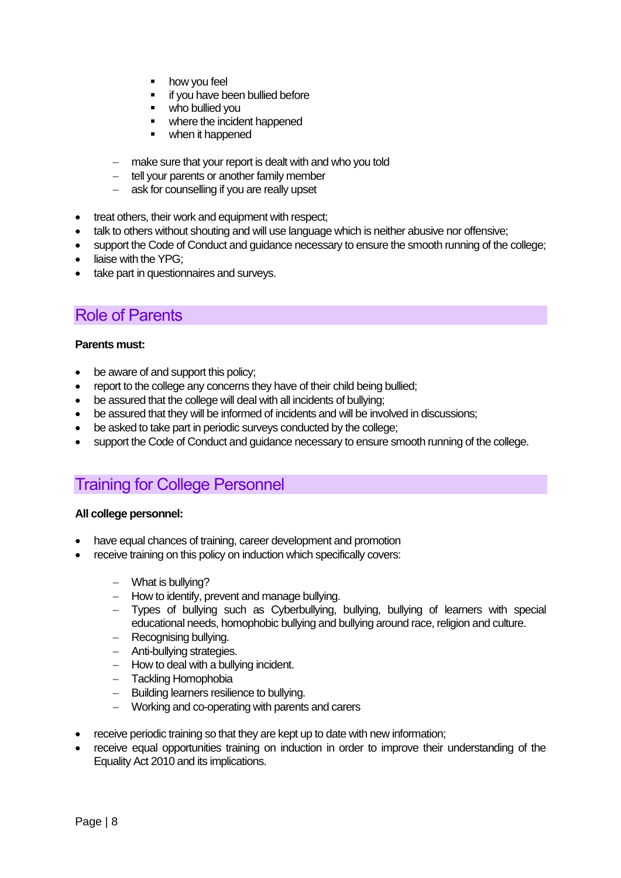- how you feel
        - if you have been bullied before
        - who bullied you
        - where the incident happened
        - when it happened

    - make sure that your report is dealt with and who you told
    - tell your parents or another family member
    - ask for counselling if you are really upset

- treat others, their work and equipment with respect;
- talk to others without shouting and will use language which is neither abusive nor offensive;
- support the Code of Conduct and guidance necessary to ensure the smooth running of the college;
- liaise with the YPG;
- take part in questionnaires and surveys.

## Role of Parents

**Parents must:**

- be aware of and support this policy;
- report to the college any concerns they have of their child being bullied;
- be assured that the college will deal with all incidents of bullying;
- be assured that they will be informed of incidents and will be involved in discussions;
- be asked to take part in periodic surveys conducted by the college;
- support the Code of Conduct and guidance necessary to ensure smooth running of the college.

## Training for College Personnel

**All college personnel:**

- have equal chances of training, career development and promotion
- receive training on this policy on induction which specifically covers:
    - What is bullying?
    - How to identify, prevent and manage bullying.
    - Types of bullying such as Cyberbullying, bullying, bullying of learners with special educational needs, homophobic bullying and bullying around race, religion and culture.
    - Recognising bullying.
    - Anti-bullying strategies.
    - How to deal with a bullying incident.
    - Tackling Homophobia
    - Building learners resilience to bullying.
    - Working and co-operating with parents and carers
- receive periodic training so that they are kept up to date with new information;
- receive equal opportunities training on induction in order to improve their understanding of the Equality Act 2010 and its implications.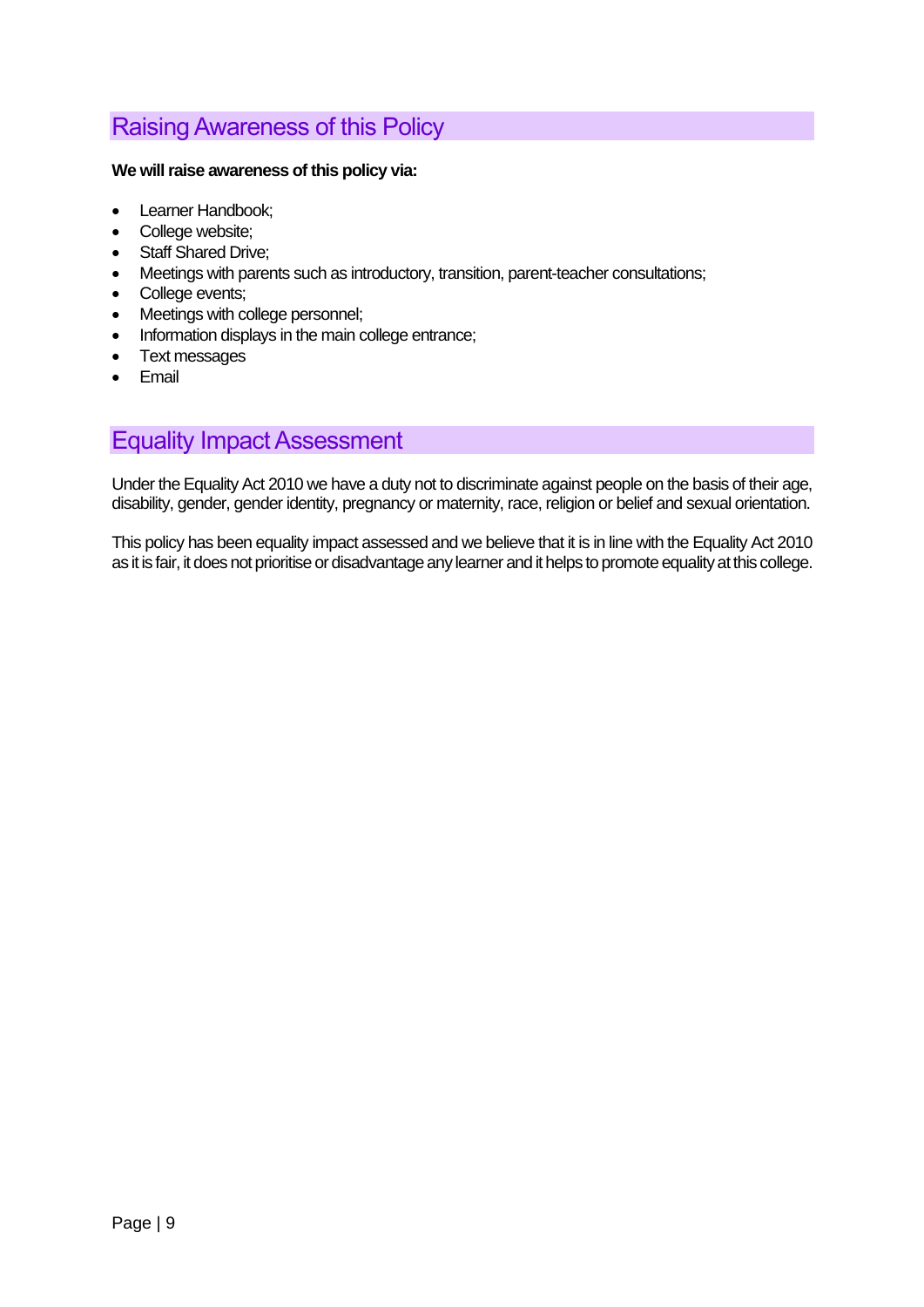## Raising Awareness of this Policy

**We will raise awareness of this policy via:**

- Learner Handbook;
- College website;
- Staff Shared Drive;
- Meetings with parents such as introductory, transition, parent-teacher consultations;
- College events;
- Meetings with college personnel;
- Information displays in the main college entrance;
- Text messages
- Email

## Equality Impact Assessment

Under the Equality Act 2010 we have a duty not to discriminate against people on the basis of their age, disability, gender, gender identity, pregnancy or maternity, race, religion or belief and sexual orientation.

This policy has been equality impact assessed and we believe that it is in line with the Equality Act 2010 as it is fair, it does not prioritise or disadvantage any learner and it helps to promote equality at this college.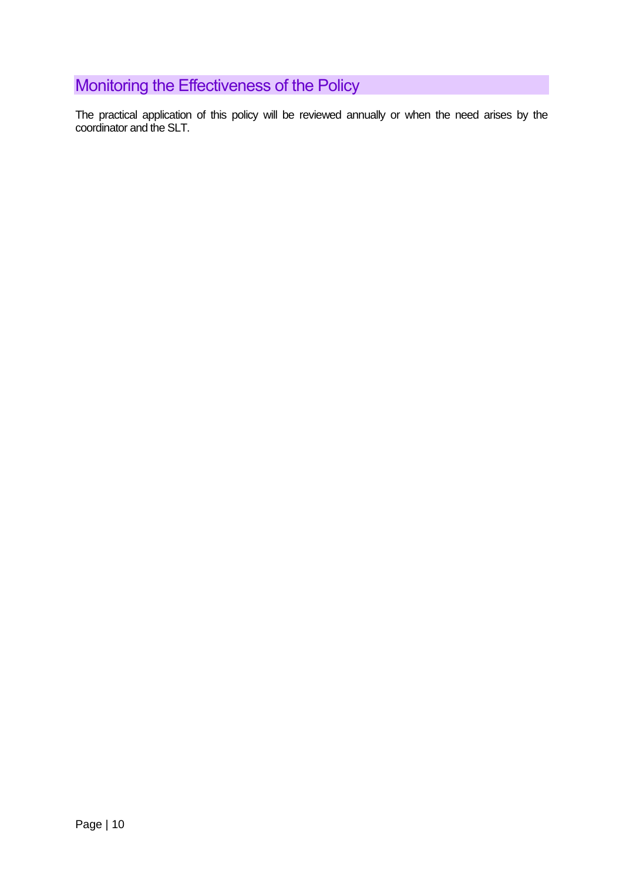## Monitoring the Effectiveness of the Policy

The practical application of this policy will be reviewed annually or when the need arises by the coordinator and the SLT.